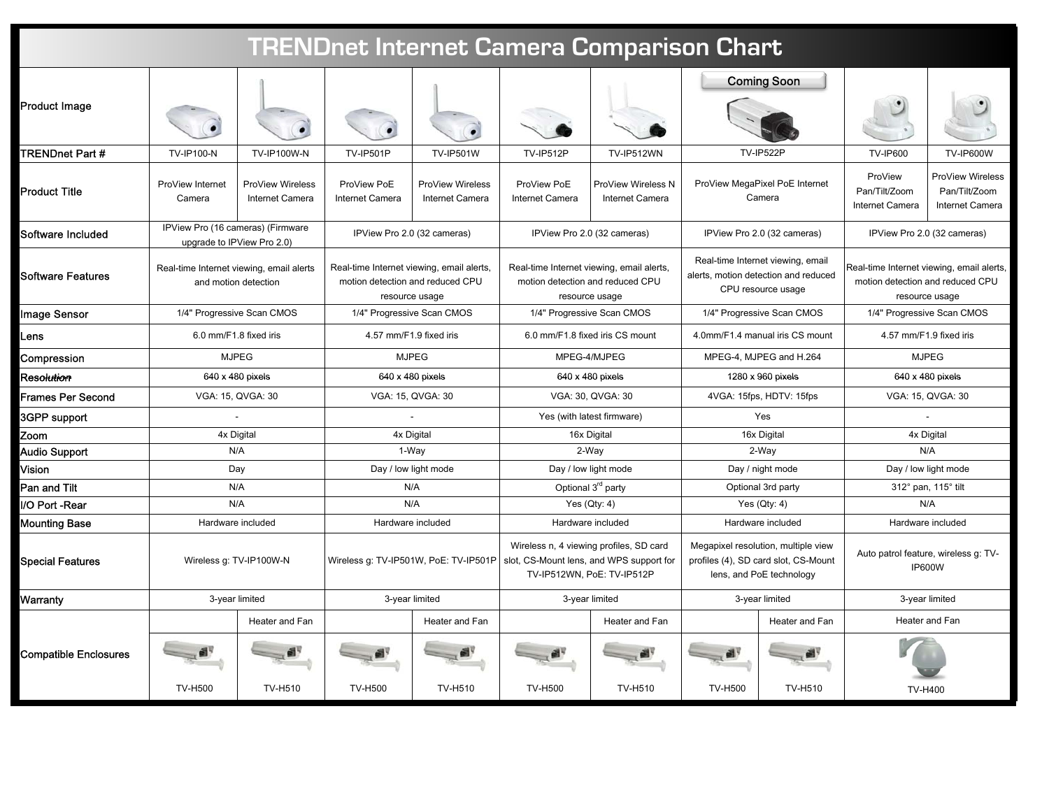# TRENDnet Internet Camera Comparison Chart

| | | | | | | | | | |
|---|---|---|---|---|---|---|---|---|---|
| Product Image | | | | | | | Coming Soon | | |
| TRENDnet Part # | TV-IP100-N | TV-IP100W-N | TV-IP501P | TV-IP501W | TV-IP512P | TV-IP512WN | TV-IP522P | TV-IP600 | TV-IP600W |
| Product Title | ProView Internet Camera | ProView Wireless Internet Camera | ProView PoE Internet Camera | ProView Wireless Internet Camera | ProView PoE Internet Camera | ProView Wireless N Internet Camera | ProView MegaPixel PoE Internet Camera | ProView Pan/Tilt/Zoom Internet Camera | ProView Wireless Pan/Tilt/Zoom Internet Camera |
| Software Included | IPView Pro (16 cameras) (Firmware upgrade to IPView Pro 2.0) | | IPView Pro 2.0 (32 cameras) | | IPView Pro 2.0 (32 cameras) | | IPView Pro 2.0 (32 cameras) | IPView Pro 2.0 (32 cameras) | |
| Software Features | Real-time Internet viewing, email alerts and motion detection | | Real-time Internet viewing, email alerts, motion detection and reduced CPU resource usage | | Real-time Internet viewing, email alerts, motion detection and reduced CPU resource usage | | Real-time Internet viewing, email alerts, motion detection and reduced CPU resource usage | Real-time Internet viewing, email alerts, motion detection and reduced CPU resource usage | |
| Image Sensor | 1/4" Progressive Scan CMOS | | 1/4" Progressive Scan CMOS | | 1/4" Progressive Scan CMOS | | 1/4" Progressive Scan CMOS | 1/4" Progressive Scan CMOS | |
| Lens | 6.0 mm/F1.8 fixed iris | | 4.57 mm/F1.9 fixed iris | | 6.0 mm/F1.8 fixed iris CS mount | | 4.0mm/F1.4 manual iris CS mount | 4.57 mm/F1.9 fixed iris | |
| Compression | MJPEG | | MJPEG | | MPEG-4/MJPEG | | MPEG-4, MJPEG and H.264 | MJPEG | |
| Resolution | 640 x 480 pixels | | 640 x 480 pixels | | 640 x 480 pixels | | 1280 x 960 pixels | 640 x 480 pixels | |
| Frames Per Second | VGA: 15, QVGA: 30 | | VGA: 15, QVGA: 30 | | VGA: 30, QVGA: 30 | | 4VGA: 15fps, HDTV: 15fps | VGA: 15, QVGA: 30 | |
| 3GPP support | - | | - | | Yes (with latest firmware) | | Yes | - | |
| Zoom | 4x Digital | | 4x Digital | | 16x Digital | | 16x Digital | 4x Digital | |
| Audio Support | N/A | | 1-Way | | 2-Way | | 2-Way | N/A | |
| Vision | Day | | Day / low light mode | | Day / low light mode | | Day / night mode | Day / low light mode | |
| Pan and Tilt | N/A | | N/A | | Optional 3rd party | | Optional 3rd party | 312° pan, 115° tilt | |
| I/O Port -Rear | N/A | | N/A | | Yes (Qty: 4) | | Yes (Qty: 4) | N/A | |
| Mounting Base | Hardware included | | Hardware included | | Hardware included | | Hardware included | Hardware included | |
| Special Features | Wireless g: TV-IP100W-N | | Wireless g: TV-IP501W, PoE: TV-IP501P | | Wireless n, 4 viewing profiles, SD card slot, CS-Mount lens, and WPS support for TV-IP512WN, PoE: TV-IP512P | | Megapixel resolution, multiple view profiles (4), SD card slot, CS-Mount lens, and PoE technology | Auto patrol feature, wireless g: TV-IP600W | |
| Warranty | 3-year limited | | 3-year limited | | 3-year limited | | 3-year limited | 3-year limited | |
| Compatible Enclosures | | Heater and Fan | | Heater and Fan | | Heater and Fan | Heater and Fan | Heater and Fan | |
| | TV-H500 | TV-H510 | TV-H500 | TV-H510 | TV-H500 | TV-H510 | TV-H500 / TV-H510 | TV-H400 | |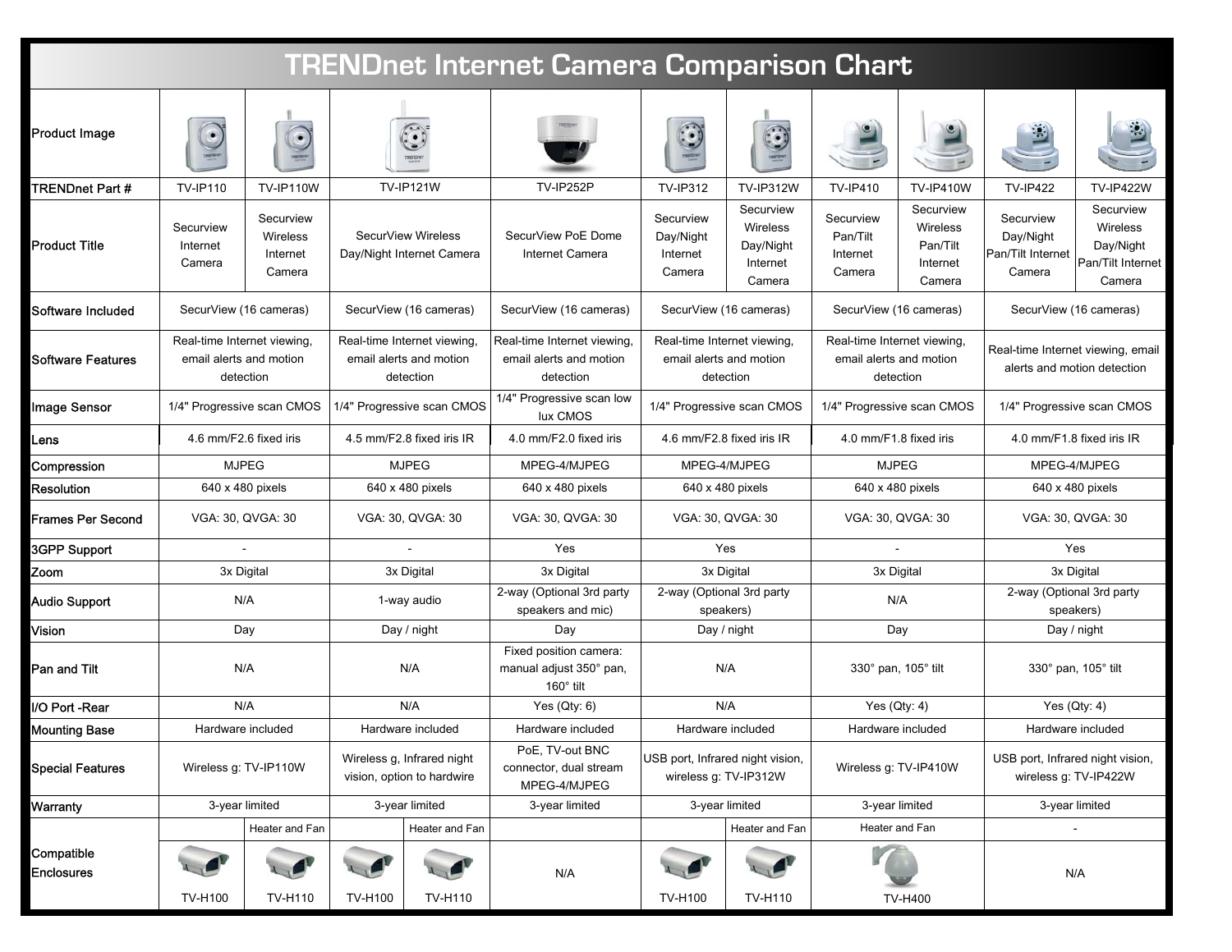# TRENDnet Internet Camera Comparison Chart

| Product Image | | | | | | | | | | | |
|---|---|---|---|---|---|---|---|---|---|---|---|
| TRENDnet Part # | TV-IP110 | TV-IP110W | TV-IP121W | TV-IP252P | TV-IP312 | TV-IP312W | TV-IP410 | TV-IP410W | TV-IP422 | TV-IP422W |
| Product Title | Securview Internet Camera | Securview Wireless Internet Camera | SecurView Wireless Day/Night Internet Camera | SecurView PoE Dome Internet Camera | Securview Day/Night Internet Camera | Securview Wireless Day/Night Internet Camera | Securview Pan/Tilt Internet Camera | Securview Wireless Pan/Tilt Internet Camera | Securview Day/Night Pan/Tilt Internet Camera | Securview Wireless Day/Night Pan/Tilt Internet Camera |
| Software Included | SecurView (16 cameras) | | SecurView (16 cameras) | SecurView (16 cameras) | SecurView (16 cameras) | | SecurView (16 cameras) | | SecurView (16 cameras) | |
| Software Features | Real-time Internet viewing, email alerts and motion detection | | Real-time Internet viewing, email alerts and motion detection | Real-time Internet viewing, email alerts and motion detection | Real-time Internet viewing, email alerts and motion detection | | Real-time Internet viewing, email alerts and motion detection | | Real-time Internet viewing, email alerts and motion detection | |
| Image Sensor | 1/4" Progressive scan CMOS | | 1/4" Progressive scan CMOS | 1/4" Progressive scan low lux CMOS | 1/4" Progressive scan CMOS | | 1/4" Progressive scan CMOS | | 1/4" Progressive scan CMOS | |
| Lens | 4.6 mm/F2.6 fixed iris | | 4.5 mm/F2.8 fixed iris IR | 4.0 mm/F2.0 fixed iris | 4.6 mm/F2.8 fixed iris IR | | 4.0 mm/F1.8 fixed iris | | 4.0 mm/F1.8 fixed iris IR | |
| Compression | MJPEG | | MJPEG | MPEG-4/MJPEG | MPEG-4/MJPEG | | MJPEG | | MPEG-4/MJPEG | |
| Resolution | 640 x 480 pixels | | 640 x 480 pixels | 640 x 480 pixels | 640 x 480 pixels | | 640 x 480 pixels | | 640 x 480 pixels | |
| Frames Per Second | VGA: 30, QVGA: 30 | | VGA: 30, QVGA: 30 | VGA: 30, QVGA: 30 | VGA: 30, QVGA: 30 | | VGA: 30, QVGA: 30 | | VGA: 30, QVGA: 30 | |
| 3GPP Support | - | | - | Yes | Yes | | - | | Yes | |
| Zoom | 3x Digital | | 3x Digital | 3x Digital | 3x Digital | | 3x Digital | | 3x Digital | |
| Audio Support | N/A | | 1-way audio | 2-way (Optional 3rd party speakers and mic) | 2-way (Optional 3rd party speakers) | | N/A | | 2-way (Optional 3rd party speakers) | |
| Vision | Day | | Day / night | Day | Day / night | | Day | | Day / night | |
| Pan and Tilt | N/A | | N/A | Fixed position camera: manual adjust 350° pan, 160° tilt | N/A | | 330° pan, 105° tilt | | 330° pan, 105° tilt | |
| I/O Port -Rear | N/A | | N/A | Yes (Qty: 6) | N/A | | Yes (Qty: 4) | | Yes (Qty: 4) | |
| Mounting Base | Hardware included | | Hardware included | Hardware included | Hardware included | | Hardware included | | Hardware included | |
| Special Features | Wireless g: TV-IP110W | | Wireless g, Infrared night vision, option to hardwire | PoE, TV-out BNC connector, dual stream MPEG-4/MJPEG | USB port, Infrared night vision, wireless g: TV-IP312W | | Wireless g: TV-IP410W | | USB port, Infrared night vision, wireless g: TV-IP422W | |
| Warranty | 3-year limited | | 3-year limited | 3-year limited | 3-year limited | | 3-year limited | | 3-year limited | |
| Compatible Enclosures | TV-H100 | Heater and Fan TV-H110 | TV-H100 / Heater and Fan TV-H110 | N/A | TV-H100 | Heater and Fan TV-H110 | Heater and Fan TV-H400 | | - N/A | |